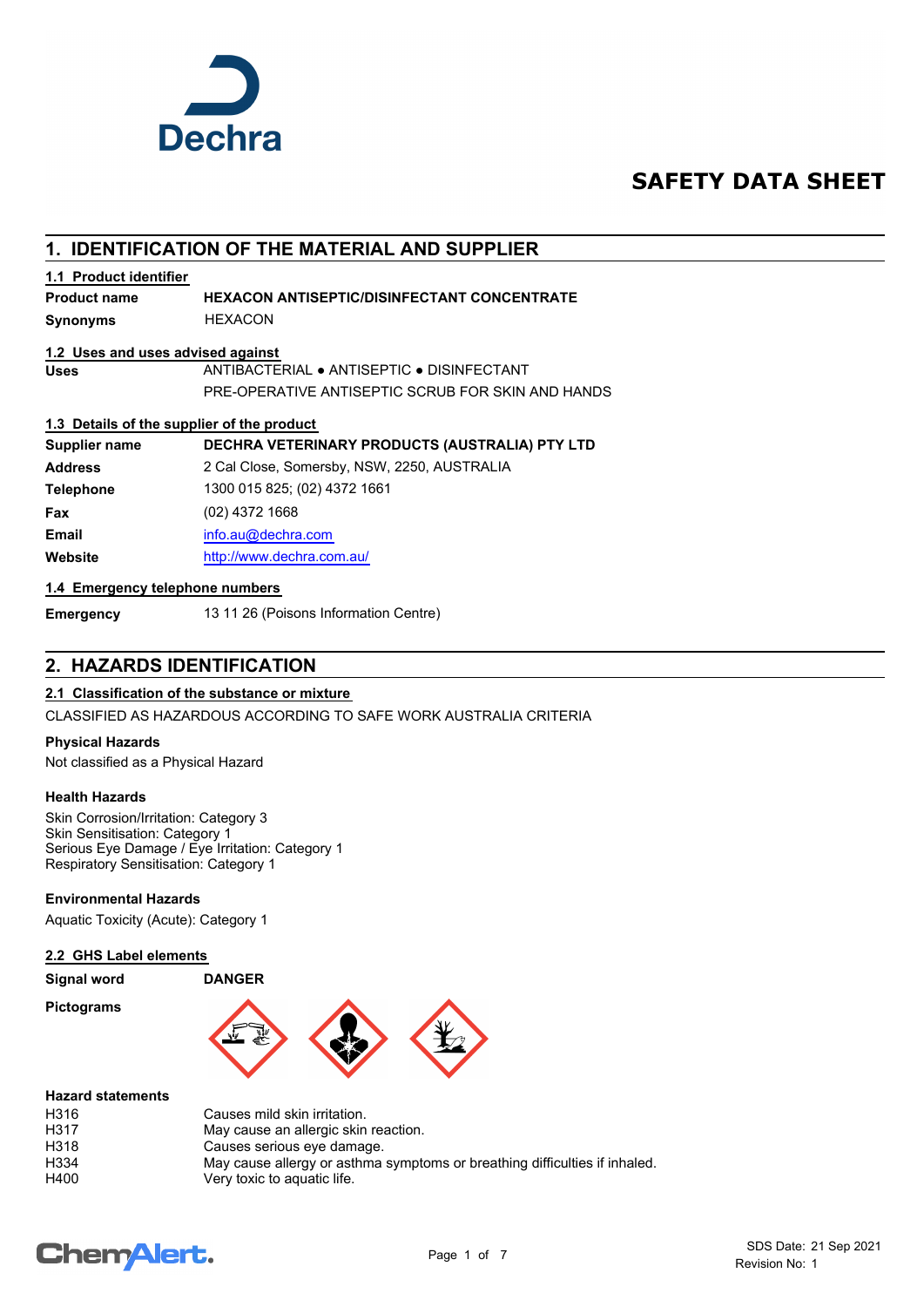# SAFETY DATA SHEET

## 1. IDENTIFICATION OF THE MATERIAL AND SUPPLIER

### 1.1 Product identifier

**Product name** **HEXACON ANTISEPTIC/DISINFECTANT CONCENTRATE**

**Synonyms** HEXACON

### 1.2 Uses and uses advised against

**Uses** ANTIBACTERIAL ● ANTISEPTIC ● DISINFECTANT
PRE-OPERATIVE ANTISEPTIC SCRUB FOR SKIN AND HANDS

### 1.3 Details of the supplier of the product

| | |
|---|---|
| **Supplier name** | **DECHRA VETERINARY PRODUCTS (AUSTRALIA) PTY LTD** |
| **Address** | 2 Cal Close, Somersby, NSW, 2250, AUSTRALIA |
| **Telephone** | 1300 015 825; (02) 4372 1661 |
| **Fax** | (02) 4372 1668 |
| **Email** | info.au@dechra.com |
| **Website** | http://www.dechra.com.au/ |

### 1.4 Emergency telephone numbers

**Emergency** 13 11 26 (Poisons Information Centre)

## 2. HAZARDS IDENTIFICATION

### 2.1 Classification of the substance or mixture

CLASSIFIED AS HAZARDOUS ACCORDING TO SAFE WORK AUSTRALIA CRITERIA

**Physical Hazards**

Not classified as a Physical Hazard

**Health Hazards**

Skin Corrosion/Irritation: Category 3
Skin Sensitisation: Category 1
Serious Eye Damage / Eye Irritation: Category 1
Respiratory Sensitisation: Category 1

**Environmental Hazards**

Aquatic Toxicity (Acute): Category 1

### 2.2 GHS Label elements

**Signal word** **DANGER**

**Pictograms**

**Hazard statements**

| | |
|---|---|
| H316 | Causes mild skin irritation. |
| H317 | May cause an allergic skin reaction. |
| H318 | Causes serious eye damage. |
| H334 | May cause allergy or asthma symptoms or breathing difficulties if inhaled. |
| H400 | Very toxic to aquatic life. |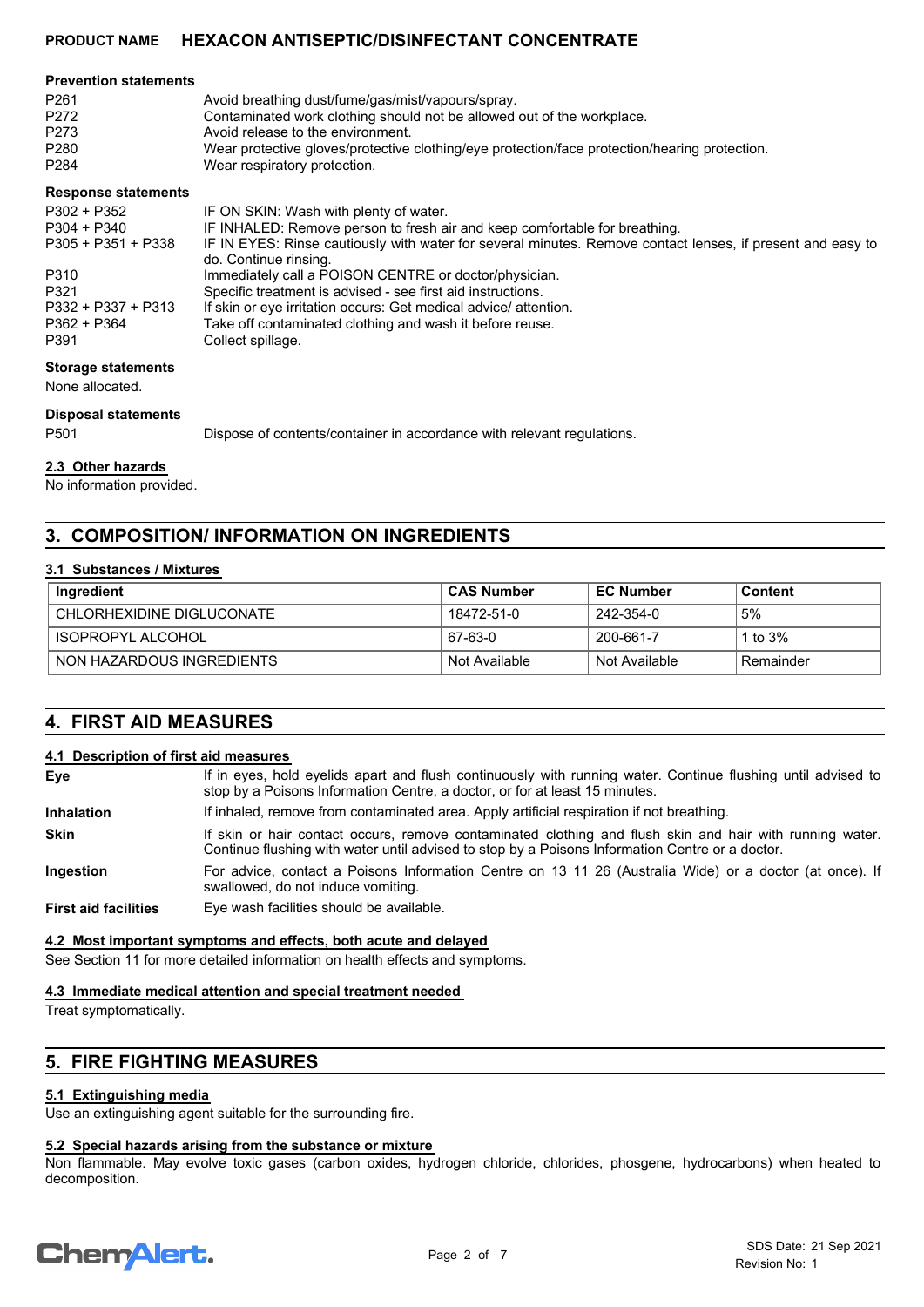**Prevention statements**

| | |
|---|---|
| P261 | Avoid breathing dust/fume/gas/mist/vapours/spray. |
| P272 | Contaminated work clothing should not be allowed out of the workplace. |
| P273 | Avoid release to the environment. |
| P280 | Wear protective gloves/protective clothing/eye protection/face protection/hearing protection. |
| P284 | Wear respiratory protection. |

**Response statements**

| | |
|---|---|
| P302 + P352 | IF ON SKIN: Wash with plenty of water. |
| P304 + P340 | IF INHALED: Remove person to fresh air and keep comfortable for breathing. |
| P305 + P351 + P338 | IF IN EYES: Rinse cautiously with water for several minutes. Remove contact lenses, if present and easy to do. Continue rinsing. |
| P310 | Immediately call a POISON CENTRE or doctor/physician. |
| P321 | Specific treatment is advised - see first aid instructions. |
| P332 + P337 + P313 | If skin or eye irritation occurs: Get medical advice/ attention. |
| P362 + P364 | Take off contaminated clothing and wash it before reuse. |
| P391 | Collect spillage. |

**Storage statements**

None allocated.

**Disposal statements**

| | |
|---|---|
| P501 | Dispose of contents/container in accordance with relevant regulations. |

### 2.3 Other hazards

No information provided.

## 3. COMPOSITION/ INFORMATION ON INGREDIENTS

### 3.1 Substances / Mixtures

| Ingredient | CAS Number | EC Number | Content |
|---|---|---|---|
| CHLORHEXIDINE DIGLUCONATE | 18472-51-0 | 242-354-0 | 5% |
| ISOPROPYL ALCOHOL | 67-63-0 | 200-661-7 | 1 to 3% |
| NON HAZARDOUS INGREDIENTS | Not Available | Not Available | Remainder |

## 4. FIRST AID MEASURES

### 4.1 Description of first aid measures

| | |
|---|---|
| **Eye** | If in eyes, hold eyelids apart and flush continuously with running water. Continue flushing until advised to stop by a Poisons Information Centre, a doctor, or for at least 15 minutes. |
| **Inhalation** | If inhaled, remove from contaminated area. Apply artificial respiration if not breathing. |
| **Skin** | If skin or hair contact occurs, remove contaminated clothing and flush skin and hair with running water. Continue flushing with water until advised to stop by a Poisons Information Centre or a doctor. |
| **Ingestion** | For advice, contact a Poisons Information Centre on 13 11 26 (Australia Wide) or a doctor (at once). If swallowed, do not induce vomiting. |
| **First aid facilities** | Eye wash facilities should be available. |

### 4.2 Most important symptoms and effects, both acute and delayed

See Section 11 for more detailed information on health effects and symptoms.

### 4.3 Immediate medical attention and special treatment needed

Treat symptomatically.

## 5. FIRE FIGHTING MEASURES

### 5.1 Extinguishing media

Use an extinguishing agent suitable for the surrounding fire.

### 5.2 Special hazards arising from the substance or mixture

Non flammable. May evolve toxic gases (carbon oxides, hydrogen chloride, chlorides, phosgene, hydrocarbons) when heated to decomposition.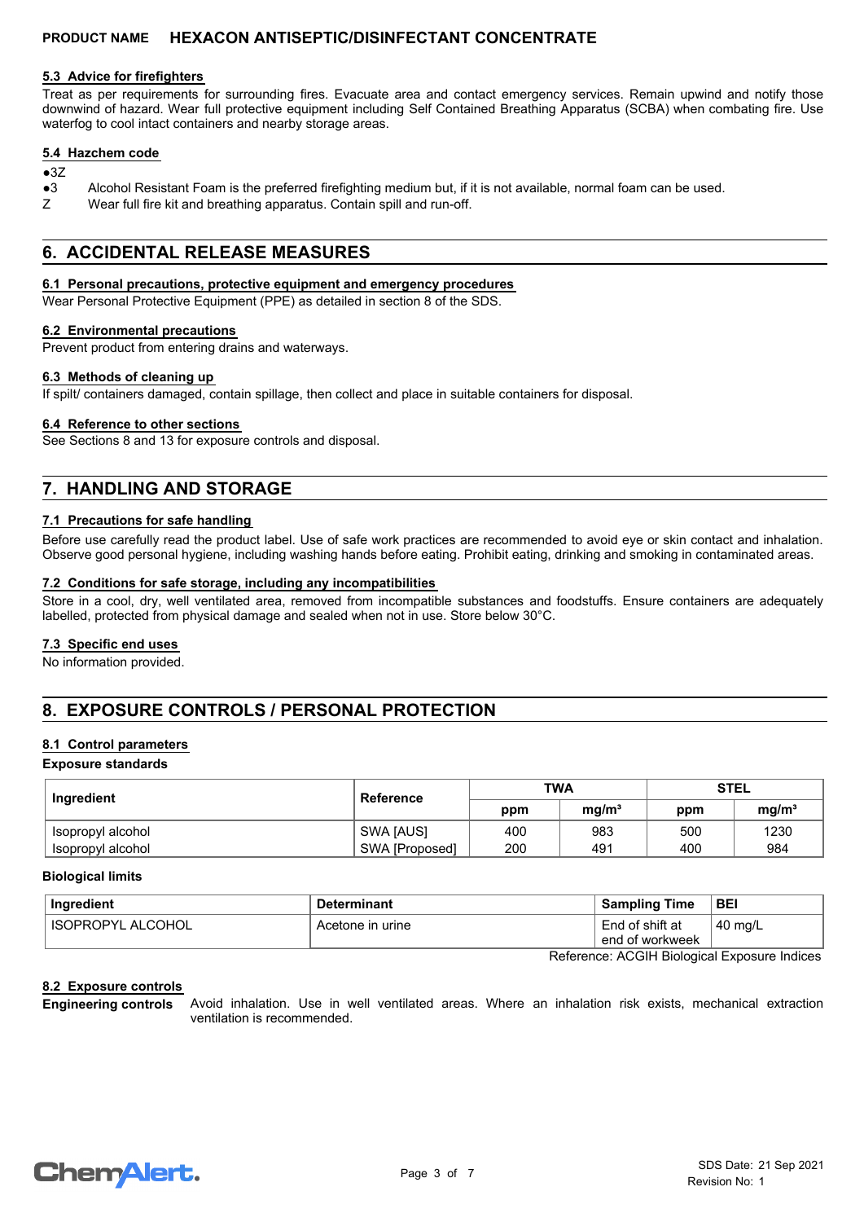#### 5.3 Advice for firefighters

Treat as per requirements for surrounding fires. Evacuate area and contact emergency services. Remain upwind and notify those downwind of hazard. Wear full protective equipment including Self Contained Breathing Apparatus (SCBA) when combating fire. Use waterfog to cool intact containers and nearby storage areas.

#### 5.4 Hazchem code

●3Z

●3 Alcohol Resistant Foam is the preferred firefighting medium but, if it is not available, normal foam can be used.

Z Wear full fire kit and breathing apparatus. Contain spill and run-off.

## 6. ACCIDENTAL RELEASE MEASURES

#### 6.1 Personal precautions, protective equipment and emergency procedures

Wear Personal Protective Equipment (PPE) as detailed in section 8 of the SDS.

#### 6.2 Environmental precautions

Prevent product from entering drains and waterways.

#### 6.3 Methods of cleaning up

If spilt/ containers damaged, contain spillage, then collect and place in suitable containers for disposal.

#### 6.4 Reference to other sections

See Sections 8 and 13 for exposure controls and disposal.

## 7. HANDLING AND STORAGE

#### 7.1 Precautions for safe handling

Before use carefully read the product label. Use of safe work practices are recommended to avoid eye or skin contact and inhalation. Observe good personal hygiene, including washing hands before eating. Prohibit eating, drinking and smoking in contaminated areas.

#### 7.2 Conditions for safe storage, including any incompatibilities

Store in a cool, dry, well ventilated area, removed from incompatible substances and foodstuffs. Ensure containers are adequately labelled, protected from physical damage and sealed when not in use. Store below 30°C.

#### 7.3 Specific end uses

No information provided.

## 8. EXPOSURE CONTROLS / PERSONAL PROTECTION

#### 8.1 Control parameters

**Exposure standards**

| Ingredient | Reference | TWA | | STEL | |
|---|---|---|---|---|---|
| | | ppm | mg/m³ | ppm | mg/m³ |
| Isopropyl alcohol | SWA [AUS] | 400 | 983 | 500 | 1230 |
| Isopropyl alcohol | SWA [Proposed] | 200 | 491 | 400 | 984 |

**Biological limits**

| Ingredient | Determinant | Sampling Time | BEI |
|---|---|---|---|
| ISOPROPYL ALCOHOL | Acetone in urine | End of shift at end of workweek | 40 mg/L |

Reference: ACGIH Biological Exposure Indices

#### 8.2 Exposure controls

**Engineering controls** Avoid inhalation. Use in well ventilated areas. Where an inhalation risk exists, mechanical extraction ventilation is recommended.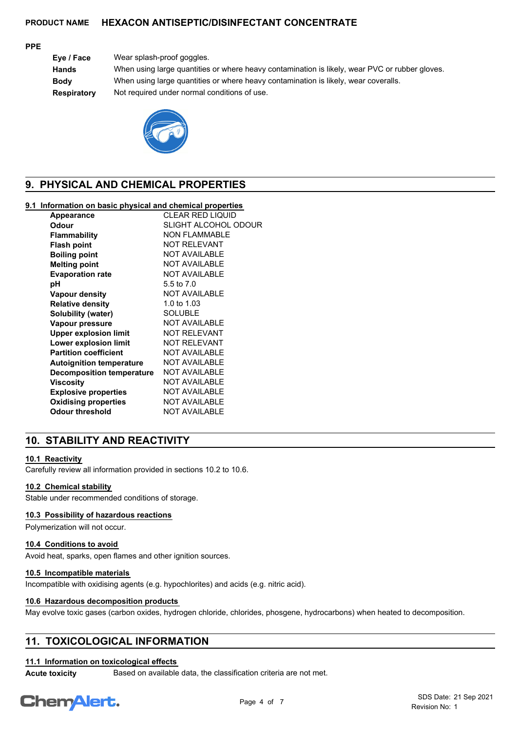**PPE**

| | |
|---|---|
| **Eye / Face** | Wear splash-proof goggles. |
| **Hands** | When using large quantities or where heavy contamination is likely, wear PVC or rubber gloves. |
| **Body** | When using large quantities or where heavy contamination is likely, wear coveralls. |
| **Respiratory** | Not required under normal conditions of use. |

## 9. PHYSICAL AND CHEMICAL PROPERTIES

### 9.1 Information on basic physical and chemical properties

| | |
|---|---|
| **Appearance** | CLEAR RED LIQUID |
| **Odour** | SLIGHT ALCOHOL ODOUR |
| **Flammability** | NON FLAMMABLE |
| **Flash point** | NOT RELEVANT |
| **Boiling point** | NOT AVAILABLE |
| **Melting point** | NOT AVAILABLE |
| **Evaporation rate** | NOT AVAILABLE |
| **pH** | 5.5 to 7.0 |
| **Vapour density** | NOT AVAILABLE |
| **Relative density** | 1.0 to 1.03 |
| **Solubility (water)** | SOLUBLE |
| **Vapour pressure** | NOT AVAILABLE |
| **Upper explosion limit** | NOT RELEVANT |
| **Lower explosion limit** | NOT RELEVANT |
| **Partition coefficient** | NOT AVAILABLE |
| **Autoignition temperature** | NOT AVAILABLE |
| **Decomposition temperature** | NOT AVAILABLE |
| **Viscosity** | NOT AVAILABLE |
| **Explosive properties** | NOT AVAILABLE |
| **Oxidising properties** | NOT AVAILABLE |
| **Odour threshold** | NOT AVAILABLE |

## 10. STABILITY AND REACTIVITY

### 10.1 Reactivity

Carefully review all information provided in sections 10.2 to 10.6.

### 10.2 Chemical stability

Stable under recommended conditions of storage.

### 10.3 Possibility of hazardous reactions

Polymerization will not occur.

### 10.4 Conditions to avoid

Avoid heat, sparks, open flames and other ignition sources.

### 10.5 Incompatible materials

Incompatible with oxidising agents (e.g. hypochlorites) and acids (e.g. nitric acid).

### 10.6 Hazardous decomposition products

May evolve toxic gases (carbon oxides, hydrogen chloride, chlorides, phosgene, hydrocarbons) when heated to decomposition.

## 11. TOXICOLOGICAL INFORMATION

### 11.1 Information on toxicological effects

**Acute toxicity** Based on available data, the classification criteria are not met.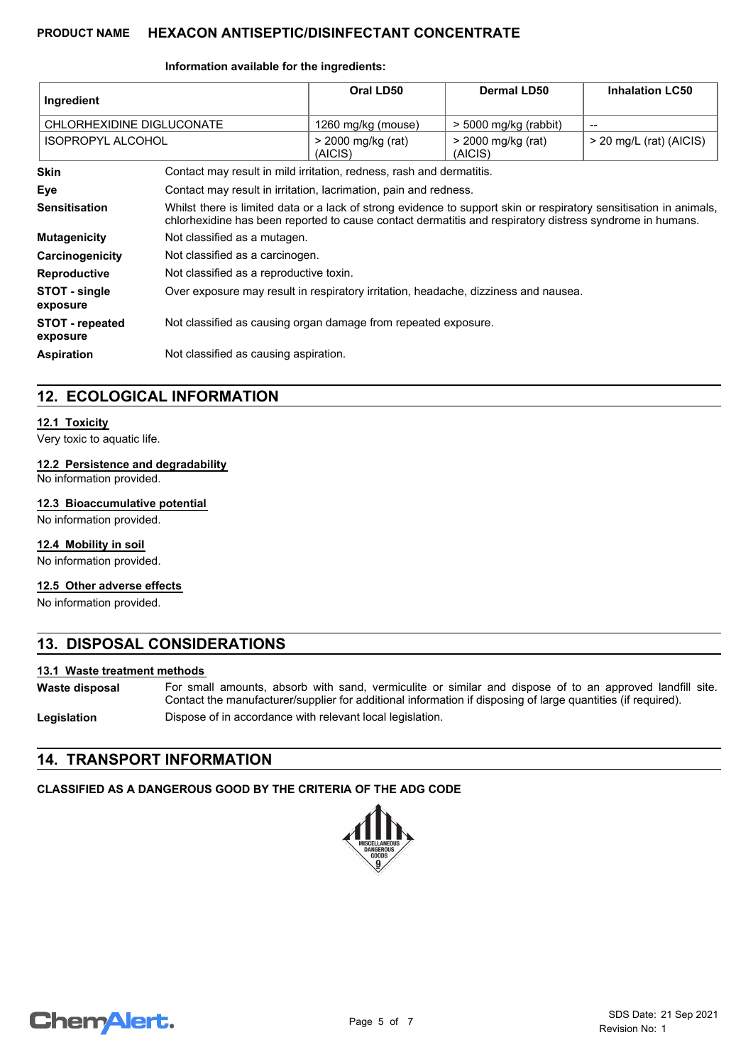**Information available for the ingredients:**

| Ingredient | Oral LD50 | Dermal LD50 | Inhalation LC50 |
|---|---|---|---|
| CHLORHEXIDINE DIGLUCONATE | 1260 mg/kg (mouse) | > 5000 mg/kg (rabbit) | -- |
| ISOPROPYL ALCOHOL | > 2000 mg/kg (rat) (AICIS) | > 2000 mg/kg (rat) (AICIS) | > 20 mg/L (rat) (AICIS) |

**Skin** Contact may result in mild irritation, redness, rash and dermatitis.

**Eye** Contact may result in irritation, lacrimation, pain and redness.

**Sensitisation** Whilst there is limited data or a lack of strong evidence to support skin or respiratory sensitisation in animals, chlorhexidine has been reported to cause contact dermatitis and respiratory distress syndrome in humans.

**Mutagenicity** Not classified as a mutagen.

**Carcinogenicity** Not classified as a carcinogen.

**Reproductive** Not classified as a reproductive toxin.

**STOT - single exposure** Over exposure may result in respiratory irritation, headache, dizziness and nausea.

**STOT - repeated exposure** Not classified as causing organ damage from repeated exposure.

**Aspiration** Not classified as causing aspiration.

## 12. ECOLOGICAL INFORMATION

### 12.1 Toxicity

Very toxic to aquatic life.

### 12.2 Persistence and degradability

No information provided.

### 12.3 Bioaccumulative potential

No information provided.

### 12.4 Mobility in soil

No information provided.

### 12.5 Other adverse effects

No information provided.

## 13. DISPOSAL CONSIDERATIONS

### 13.1 Waste treatment methods

**Waste disposal** For small amounts, absorb with sand, vermiculite or similar and dispose of to an approved landfill site. Contact the manufacturer/supplier for additional information if disposing of large quantities (if required).

**Legislation** Dispose of in accordance with relevant local legislation.

## 14. TRANSPORT INFORMATION

**CLASSIFIED AS A DANGEROUS GOOD BY THE CRITERIA OF THE ADG CODE**

MISCELLANEOUS DANGEROUS GOODS 9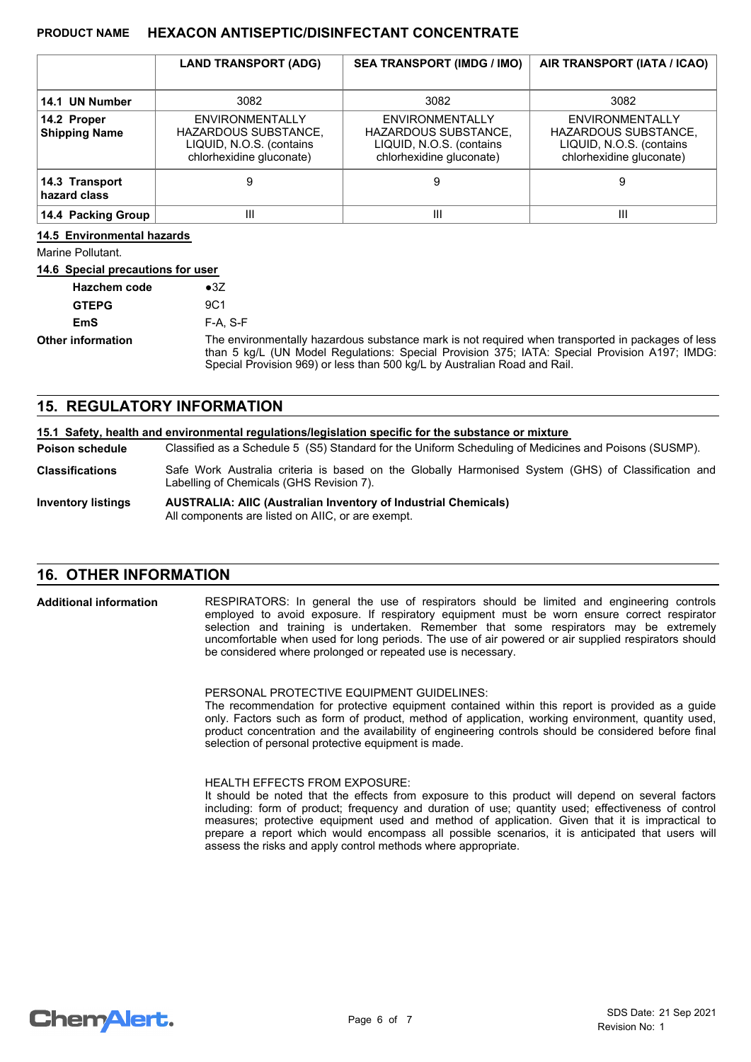| | LAND TRANSPORT (ADG) | SEA TRANSPORT (IMDG / IMO) | AIR TRANSPORT (IATA / ICAO) |
|---|---|---|---|
| 14.1 UN Number | 3082 | 3082 | 3082 |
| 14.2 Proper Shipping Name | ENVIRONMENTALLY HAZARDOUS SUBSTANCE, LIQUID, N.O.S. (contains chlorhexidine gluconate) | ENVIRONMENTALLY HAZARDOUS SUBSTANCE, LIQUID, N.O.S. (contains chlorhexidine gluconate) | ENVIRONMENTALLY HAZARDOUS SUBSTANCE, LIQUID, N.O.S. (contains chlorhexidine gluconate) |
| 14.3 Transport hazard class | 9 | 9 | 9 |
| 14.4 Packing Group | III | III | III |

**14.5 Environmental hazards**

Marine Pollutant.

**14.6 Special precautions for user**

**Hazchem code** ●3Z

**GTEPG** 9C1

**EmS** F-A, S-F

**Other information** The environmentally hazardous substance mark is not required when transported in packages of less than 5 kg/L (UN Model Regulations: Special Provision 375; IATA: Special Provision A197; IMDG: Special Provision 969) or less than 500 kg/L by Australian Road and Rail.

## 15. REGULATORY INFORMATION

**15.1 Safety, health and environmental regulations/legislation specific for the substance or mixture**

**Poison schedule** Classified as a Schedule 5 (S5) Standard for the Uniform Scheduling of Medicines and Poisons (SUSMP).

**Classifications** Safe Work Australia criteria is based on the Globally Harmonised System (GHS) of Classification and Labelling of Chemicals (GHS Revision 7).

**Inventory listings** **AUSTRALIA: AIIC (Australian Inventory of Industrial Chemicals)**
All components are listed on AIIC, or are exempt.

## 16. OTHER INFORMATION

**Additional information** RESPIRATORS: In general the use of respirators should be limited and engineering controls employed to avoid exposure. If respiratory equipment must be worn ensure correct respirator selection and training is undertaken. Remember that some respirators may be extremely uncomfortable when used for long periods. The use of air powered or air supplied respirators should be considered where prolonged or repeated use is necessary.

PERSONAL PROTECTIVE EQUIPMENT GUIDELINES:
The recommendation for protective equipment contained within this report is provided as a guide only. Factors such as form of product, method of application, working environment, quantity used, product concentration and the availability of engineering controls should be considered before final selection of personal protective equipment is made.

HEALTH EFFECTS FROM EXPOSURE:
It should be noted that the effects from exposure to this product will depend on several factors including: form of product; frequency and duration of use; quantity used; effectiveness of control measures; protective equipment used and method of application. Given that it is impractical to prepare a report which would encompass all possible scenarios, it is anticipated that users will assess the risks and apply control methods where appropriate.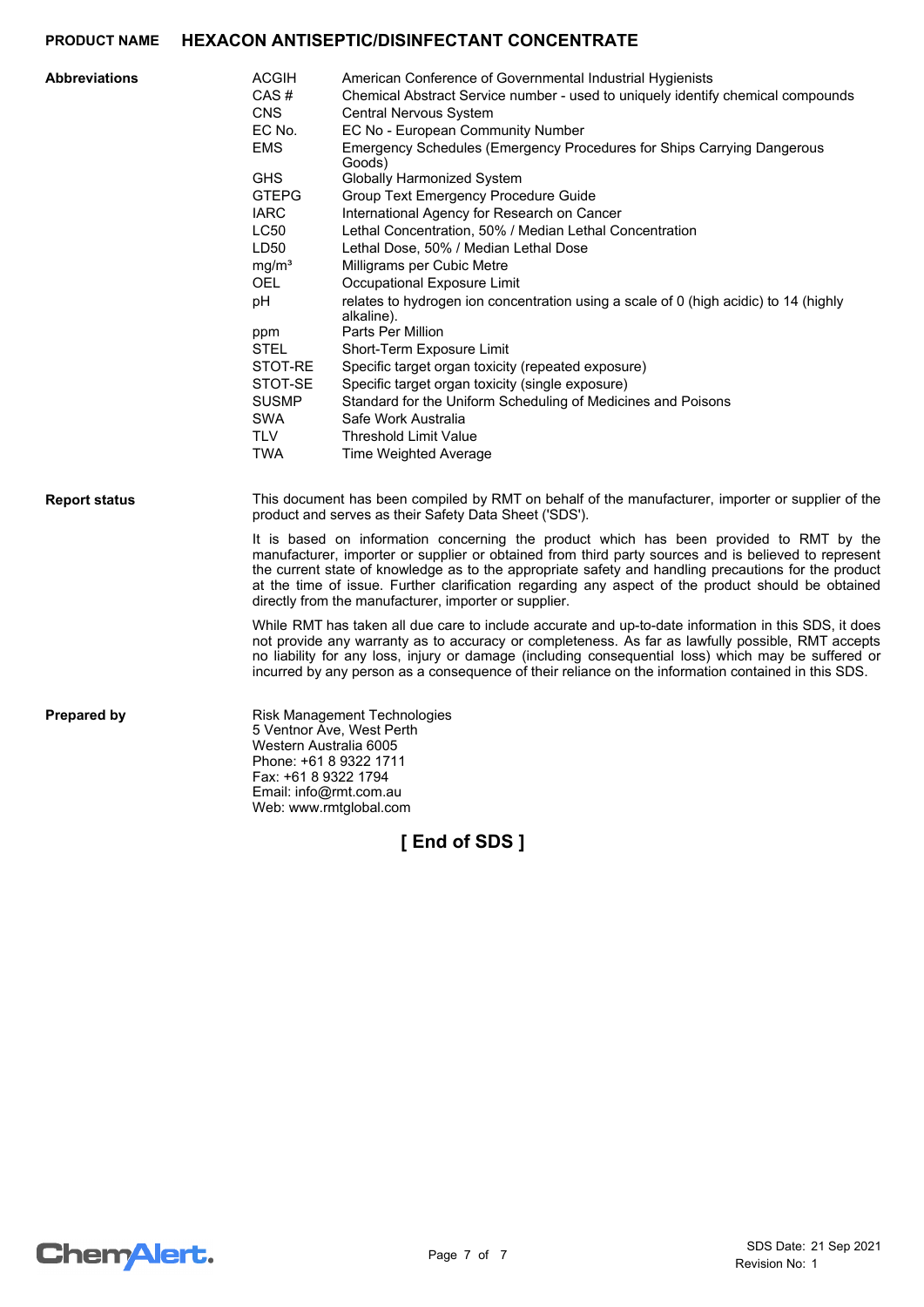**PRODUCT NAME** **HEXACON ANTISEPTIC/DISINFECTANT CONCENTRATE**

**Abbreviations**

| | |
|---|---|
| ACGIH | American Conference of Governmental Industrial Hygienists |
| CAS # | Chemical Abstract Service number - used to uniquely identify chemical compounds |
| CNS | Central Nervous System |
| EC No. | EC No - European Community Number |
| EMS | Emergency Schedules (Emergency Procedures for Ships Carrying Dangerous Goods) |
| GHS | Globally Harmonized System |
| GTEPG | Group Text Emergency Procedure Guide |
| IARC | International Agency for Research on Cancer |
| LC50 | Lethal Concentration, 50% / Median Lethal Concentration |
| LD50 | Lethal Dose, 50% / Median Lethal Dose |
| $mg/m^3$ | Milligrams per Cubic Metre |
| OEL | Occupational Exposure Limit |
| pH | relates to hydrogen ion concentration using a scale of 0 (high acidic) to 14 (highly alkaline). |
| ppm | Parts Per Million |
| STEL | Short-Term Exposure Limit |
| STOT-RE | Specific target organ toxicity (repeated exposure) |
| STOT-SE | Specific target organ toxicity (single exposure) |
| SUSMP | Standard for the Uniform Scheduling of Medicines and Poisons |
| SWA | Safe Work Australia |
| TLV | Threshold Limit Value |
| TWA | Time Weighted Average |

**Report status**

This document has been compiled by RMT on behalf of the manufacturer, importer or supplier of the product and serves as their Safety Data Sheet ('SDS').

It is based on information concerning the product which has been provided to RMT by the manufacturer, importer or supplier or obtained from third party sources and is believed to represent the current state of knowledge as to the appropriate safety and handling precautions for the product at the time of issue. Further clarification regarding any aspect of the product should be obtained directly from the manufacturer, importer or supplier.

While RMT has taken all due care to include accurate and up-to-date information in this SDS, it does not provide any warranty as to accuracy or completeness. As far as lawfully possible, RMT accepts no liability for any loss, injury or damage (including consequential loss) which may be suffered or incurred by any person as a consequence of their reliance on the information contained in this SDS.

**Prepared by**

Risk Management Technologies
5 Ventnor Ave, West Perth
Western Australia 6005
Phone: +61 8 9322 1711
Fax: +61 8 9322 1794
Email: info@rmt.com.au
Web: www.rmtglobal.com

**[ End of SDS ]**

SDS Date: 21 Sep 2021
Revision No: 1